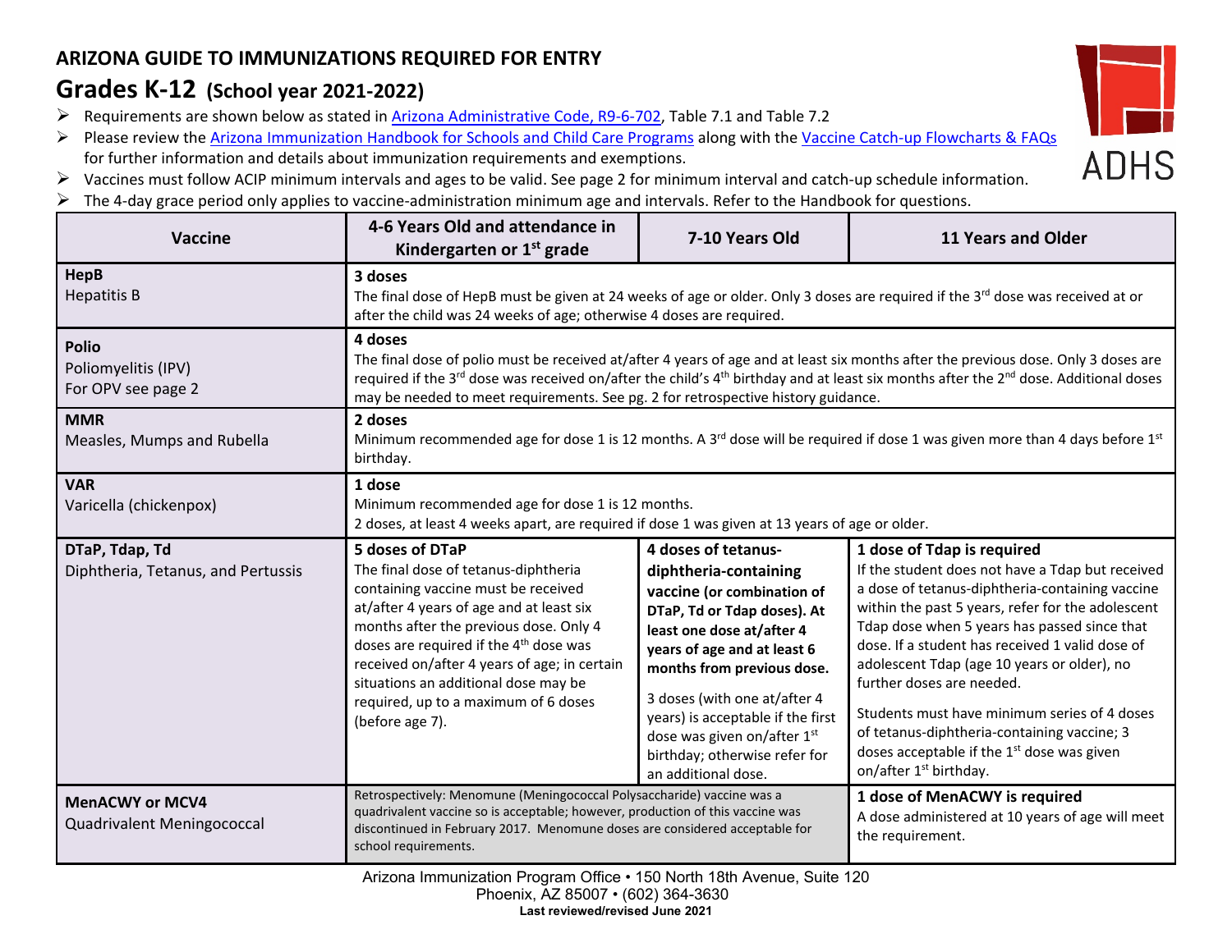# ARIZONA GUIDE TO IMMUNIZATIONS REQUIRED FOR ENTRY

## Grades K-12 (School year 2021-2022)

- Requirements are shown below as stated in Arizona Administrative Code, R9-6-702, Table 7.1 and Table 7.2
- Please review the Arizona Immunization Handbook for Schools and Child Care Programs along with the Vaccine Catch-up Flowcharts & FAQs for further information and details about immunization requirements and exemptions.
- Vaccines must follow ACIP minimum intervals and ages to be valid. See page 2 for minimum interval and catch-up schedule information.
- The 4-day grace period only applies to vaccine-administration minimum age and intervals. Refer to the Handbook for questions.

| Vaccine | 4-6 Years Old and attendance in Kindergarten or 1st grade | 7-10 Years Old | 11 Years and Older |
|---|---|---|---|
| **HepB** Hepatitis B | **3 doses** The final dose of HepB must be given at 24 weeks of age or older. Only 3 doses are required if the 3rd dose was received at or after the child was 24 weeks of age; otherwise 4 doses are required. | | |
| **Polio** Poliomyelitis (IPV) For OPV see page 2 | **4 doses** The final dose of polio must be received at/after 4 years of age and at least six months after the previous dose. Only 3 doses are required if the 3rd dose was received on/after the child's 4th birthday and at least six months after the 2nd dose. Additional doses may be needed to meet requirements. See pg. 2 for retrospective history guidance. | | |
| **MMR** Measles, Mumps and Rubella | **2 doses** Minimum recommended age for dose 1 is 12 months. A 3rd dose will be required if dose 1 was given more than 4 days before 1st birthday. | | |
| **VAR** Varicella (chickenpox) | **1 dose** Minimum recommended age for dose 1 is 12 months. 2 doses, at least 4 weeks apart, are required if dose 1 was given at 13 years of age or older. | | |
| **DTaP, Tdap, Td** Diphtheria, Tetanus, and Pertussis | **5 doses of DTaP** The final dose of tetanus-diphtheria containing vaccine must be received at/after 4 years of age and at least six months after the previous dose. Only 4 doses are required if the 4th dose was received on/after 4 years of age; in certain situations an additional dose may be required, up to a maximum of 6 doses (before age 7). | **4 doses of tetanus-diphtheria-containing vaccine (or combination of DTaP, Td or Tdap doses). At least one dose at/after 4 years of age and at least 6 months from previous dose.** 3 doses (with one at/after 4 years) is acceptable if the first dose was given on/after 1st birthday; otherwise refer for an additional dose. | **1 dose of Tdap is required** If the student does not have a Tdap but received a dose of tetanus-diphtheria-containing vaccine within the past 5 years, refer for the adolescent Tdap dose when 5 years has passed since that dose. If a student has received 1 valid dose of adolescent Tdap (age 10 years or older), no further doses are needed. Students must have minimum series of 4 doses of tetanus-diphtheria-containing vaccine; 3 doses acceptable if the 1st dose was given on/after 1st birthday. |
| **MenACWY or MCV4** Quadrivalent Meningococcal | Retrospectively: Menomune (Meningococcal Polysaccharide) vaccine was a quadrivalent vaccine so is acceptable; however, production of this vaccine was discontinued in February 2017. Menomune doses are considered acceptable for school requirements. | | **1 dose of MenACWY is required** A dose administered at 10 years of age will meet the requirement. |

Arizona Immunization Program Office • 150 North 18th Avenue, Suite 120
Phoenix, AZ 85007 • (602) 364-3630
**Last reviewed/revised June 2021**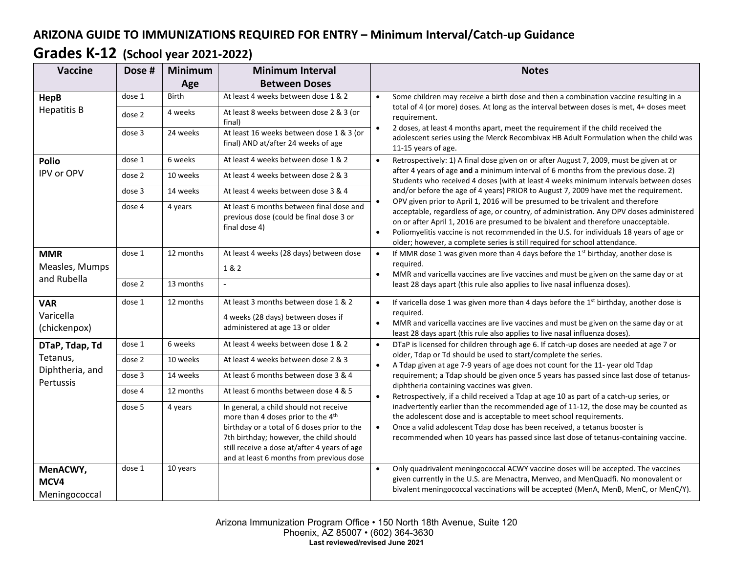# ARIZONA GUIDE TO IMMUNIZATIONS REQUIRED FOR ENTRY – Minimum Interval/Catch-up Guidance

## Grades K-12 (School year 2021-2022)

| Vaccine | Dose # | Minimum Age | Minimum Interval Between Doses | Notes |
|---|---|---|---|---|
| **HepB** Hepatitis B | dose 1 | Birth | At least 4 weeks between dose 1 & 2 | • Some children may receive a birth dose and then a combination vaccine resulting in a total of 4 (or more) doses. At long as the interval between doses is met, 4+ doses meet requirement. • 2 doses, at least 4 months apart, meet the requirement if the child received the adolescent series using the Merck Recombivax HB Adult Formulation when the child was 11-15 years of age. |
| | dose 2 | 4 weeks | At least 8 weeks between dose 2 & 3 (or final) | |
| | dose 3 | 24 weeks | At least 16 weeks between dose 1 & 3 (or final) AND at/after 24 weeks of age | |
| **Polio** IPV or OPV | dose 1 | 6 weeks | At least 4 weeks between dose 1 & 2 | • Retrospectively: 1) A final dose given on or after August 7, 2009, must be given at or after 4 years of age **and** a minimum interval of 6 months from the previous dose. 2) Students who received 4 doses (with at least 4 weeks minimum intervals between doses and/or before the age of 4 years) PRIOR to August 7, 2009 have met the requirement. • OPV given prior to April 1, 2016 will be presumed to be trivalent and therefore acceptable, regardless of age, or country, of administration. Any OPV doses administered on or after April 1, 2016 are presumed to be bivalent and therefore unacceptable. • Poliomyelitis vaccine is not recommended in the U.S. for individuals 18 years of age or older; however, a complete series is still required for school attendance. |
| | dose 2 | 10 weeks | At least 4 weeks between dose 2 & 3 | |
| | dose 3 | 14 weeks | At least 4 weeks between dose 3 & 4 | |
| | dose 4 | 4 years | At least 6 months between final dose and previous dose (could be final dose 3 or final dose 4) | |
| **MMR** Measles, Mumps and Rubella | dose 1 | 12 months | At least 4 weeks (28 days) between dose 1 & 2 | • If MMR dose 1 was given more than 4 days before the 1st birthday, another dose is required. • MMR and varicella vaccines are live vaccines and must be given on the same day or at least 28 days apart (this rule also applies to live nasal influenza doses). |
| | dose 2 | 13 months | - | |
| **VAR** Varicella (chickenpox) | dose 1 | 12 months | At least 3 months between dose 1 & 2<br>4 weeks (28 days) between doses if administered at age 13 or older | • If varicella dose 1 was given more than 4 days before the 1st birthday, another dose is required. • MMR and varicella vaccines are live vaccines and must be given on the same day or at least 28 days apart (this rule also applies to live nasal influenza doses). |
| **DTaP, Tdap, Td** Tetanus, Diphtheria, and Pertussis | dose 1 | 6 weeks | At least 4 weeks between dose 1 & 2 | • DTaP is licensed for children through age 6. If catch-up doses are needed at age 7 or older, Tdap or Td should be used to start/complete the series. • A Tdap given at age 7-9 years of age does not count for the 11- year old Tdap requirement; a Tdap should be given once 5 years has passed since last dose of tetanus-diphtheria containing vaccines was given. • Retrospectively, if a child received a Tdap at age 10 as part of a catch-up series, or inadvertently earlier than the recommended age of 11-12, the dose may be counted as the adolescent dose and is acceptable to meet school requirements. • Once a valid adolescent Tdap dose has been received, a tetanus booster is recommended when 10 years has passed since last dose of tetanus-containing vaccine. |
| | dose 2 | 10 weeks | At least 4 weeks between dose 2 & 3 | |
| | dose 3 | 14 weeks | At least 6 months between dose 3 & 4 | |
| | dose 4 | 12 months | At least 6 months between dose 4 & 5 | |
| | dose 5 | 4 years | In general, a child should not receive more than 4 doses prior to the 4th birthday or a total of 6 doses prior to the 7th birthday; however, the child should still receive a dose at/after 4 years of age and at least 6 months from previous dose | |
| **MenACWY, MCV4** Meningococcal | dose 1 | 10 years | | • Only quadrivalent meningococcal ACWY vaccine doses will be accepted. The vaccines given currently in the U.S. are Menactra, Menveo, and MenQuadfi. No monovalent or bivalent meningococcal vaccinations will be accepted (MenA, MenB, MenC, or MenC/Y). |

Arizona Immunization Program Office • 150 North 18th Avenue, Suite 120
Phoenix, AZ 85007 • (602) 364-3630
**Last reviewed/revised June 2021**